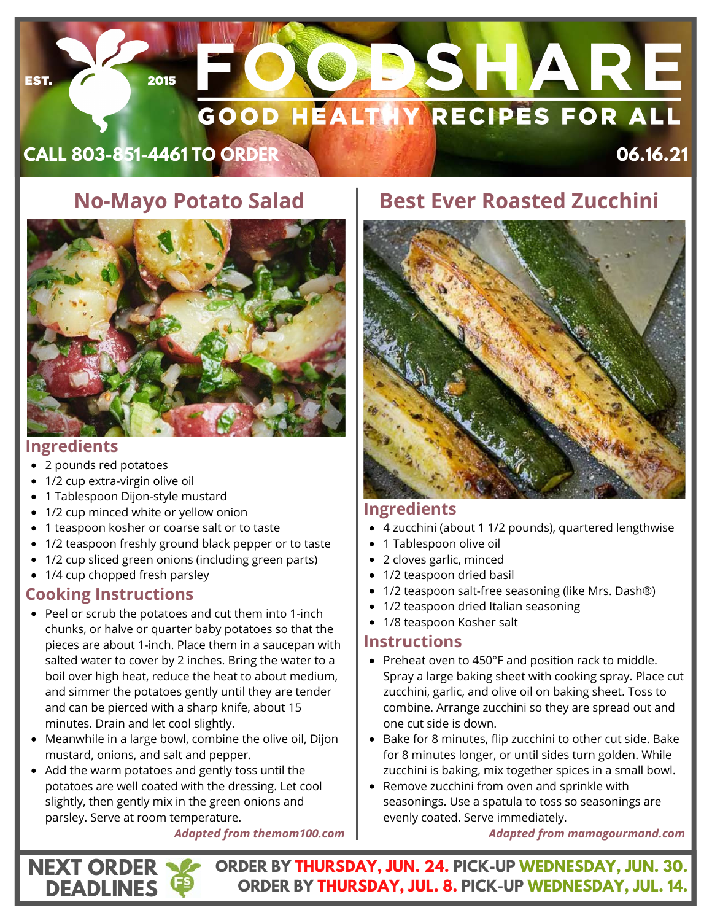# FOODSHARE

EST. 2015

## GOOD HEALTHY RECIPES FOR ALL

**CALL 803-851-4461 TO ORDER**

**06.16.21**

## No-Mayo Potato Salad

### Ingredients

- 2 pounds red potatoes
- 1/2 cup extra-virgin olive oil
- 1 Tablespoon Dijon-style mustard
- 1/2 cup minced white or yellow onion
- 1 teaspoon kosher or coarse salt or to taste
- 1/2 teaspoon freshly ground black pepper or to taste
- 1/2 cup sliced green onions (including green parts)
- 1/4 cup chopped fresh parsley

### Cooking Instructions

- Peel or scrub the potatoes and cut them into 1-inch chunks, or halve or quarter baby potatoes so that the pieces are about 1-inch. Place them in a saucepan with salted water to cover by 2 inches. Bring the water to a boil over high heat, reduce the heat to about medium, and simmer the potatoes gently until they are tender and can be pierced with a sharp knife, about 15 minutes. Drain and let cool slightly.
- Meanwhile in a large bowl, combine the olive oil, Dijon mustard, onions, and salt and pepper.
- Add the warm potatoes and gently toss until the potatoes are well coated with the dressing. Let cool slightly, then gently mix in the green onions and parsley. Serve at room temperature.

*Adapted from themom100.com*

## Best Ever Roasted Zucchini

### Ingredients

- 4 zucchini (about 1 1/2 pounds), quartered lengthwise
- 1 Tablespoon olive oil
- 2 cloves garlic, minced
- 1/2 teaspoon dried basil
- 1/2 teaspoon salt-free seasoning (like Mrs. Dash®)
- 1/2 teaspoon dried Italian seasoning
- 1/8 teaspoon Kosher salt

### Instructions

- Preheat oven to 450°F and position rack to middle. Spray a large baking sheet with cooking spray. Place cut zucchini, garlic, and olive oil on baking sheet. Toss to combine. Arrange zucchini so they are spread out and one cut side is down.
- Bake for 8 minutes, flip zucchini to other cut side. Bake for 8 minutes longer, or until sides turn golden. While zucchini is baking, mix together spices in a small bowl.
- Remove zucchini from oven and sprinkle with seasonings. Use a spatula to toss so seasonings are evenly coated. Serve immediately.

*Adapted from mamagourmand.com*

**NEXT ORDER DEADLINES**

**ORDER BY THURSDAY, JUN. 24. PICK-UP WEDNESDAY, JUN. 30.**
**ORDER BY THURSDAY, JUL. 8. PICK-UP WEDNESDAY, JUL. 14.**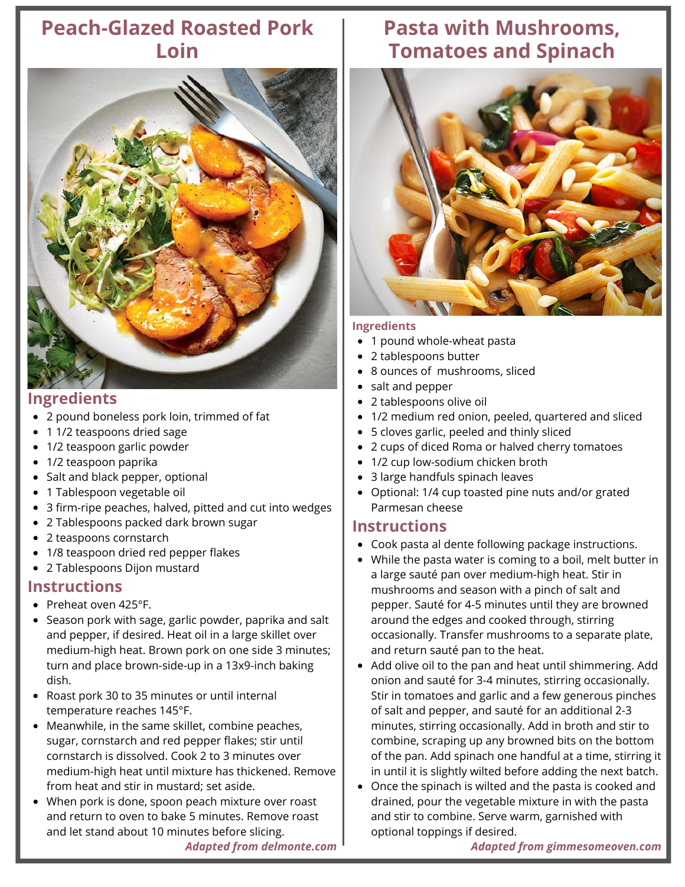# Peach-Glazed Roasted Pork Loin

## Ingredients

- 2 pound boneless pork loin, trimmed of fat
- 1 1/2 teaspoons dried sage
- 1/2 teaspoon garlic powder
- 1/2 teaspoon paprika
- Salt and black pepper, optional
- 1 Tablespoon vegetable oil
- 3 firm-ripe peaches, halved, pitted and cut into wedges
- 2 Tablespoons packed dark brown sugar
- 2 teaspoons cornstarch
- 1/8 teaspoon dried red pepper flakes
- 2 Tablespoons Dijon mustard

## Instructions

- Preheat oven 425°F.
- Season pork with sage, garlic powder, paprika and salt and pepper, if desired. Heat oil in a large skillet over medium-high heat. Brown pork on one side 3 minutes; turn and place brown-side-up in a 13x9-inch baking dish.
- Roast pork 30 to 35 minutes or until internal temperature reaches 145°F.
- Meanwhile, in the same skillet, combine peaches, sugar, cornstarch and red pepper flakes; stir until cornstarch is dissolved. Cook 2 to 3 minutes over medium-high heat until mixture has thickened. Remove from heat and stir in mustard; set aside.
- When pork is done, spoon peach mixture over roast and return to oven to bake 5 minutes. Remove roast and let stand about 10 minutes before slicing.

*Adapted from delmonte.com*

# Pasta with Mushrooms, Tomatoes and Spinach

## Ingredients

- 1 pound whole-wheat pasta
- 2 tablespoons butter
- 8 ounces of mushrooms, sliced
- salt and pepper
- 2 tablespoons olive oil
- 1/2 medium red onion, peeled, quartered and sliced
- 5 cloves garlic, peeled and thinly sliced
- 2 cups of diced Roma or halved cherry tomatoes
- 1/2 cup low-sodium chicken broth
- 3 large handfuls spinach leaves
- Optional: 1/4 cup toasted pine nuts and/or grated Parmesan cheese

## Instructions

- Cook pasta al dente following package instructions.
- While the pasta water is coming to a boil, melt butter in a large sauté pan over medium-high heat. Stir in mushrooms and season with a pinch of salt and pepper. Sauté for 4-5 minutes until they are browned around the edges and cooked through, stirring occasionally. Transfer mushrooms to a separate plate, and return sauté pan to the heat.
- Add olive oil to the pan and heat until shimmering. Add onion and sauté for 3-4 minutes, stirring occasionally. Stir in tomatoes and garlic and a few generous pinches of salt and pepper, and sauté for an additional 2-3 minutes, stirring occasionally. Add in broth and stir to combine, scraping up any browned bits on the bottom of the pan. Add spinach one handful at a time, stirring it in until it is slightly wilted before adding the next batch.
- Once the spinach is wilted and the pasta is cooked and drained, pour the vegetable mixture in with the pasta and stir to combine. Serve warm, garnished with optional toppings if desired.

*Adapted from gimmesomeoven.com*